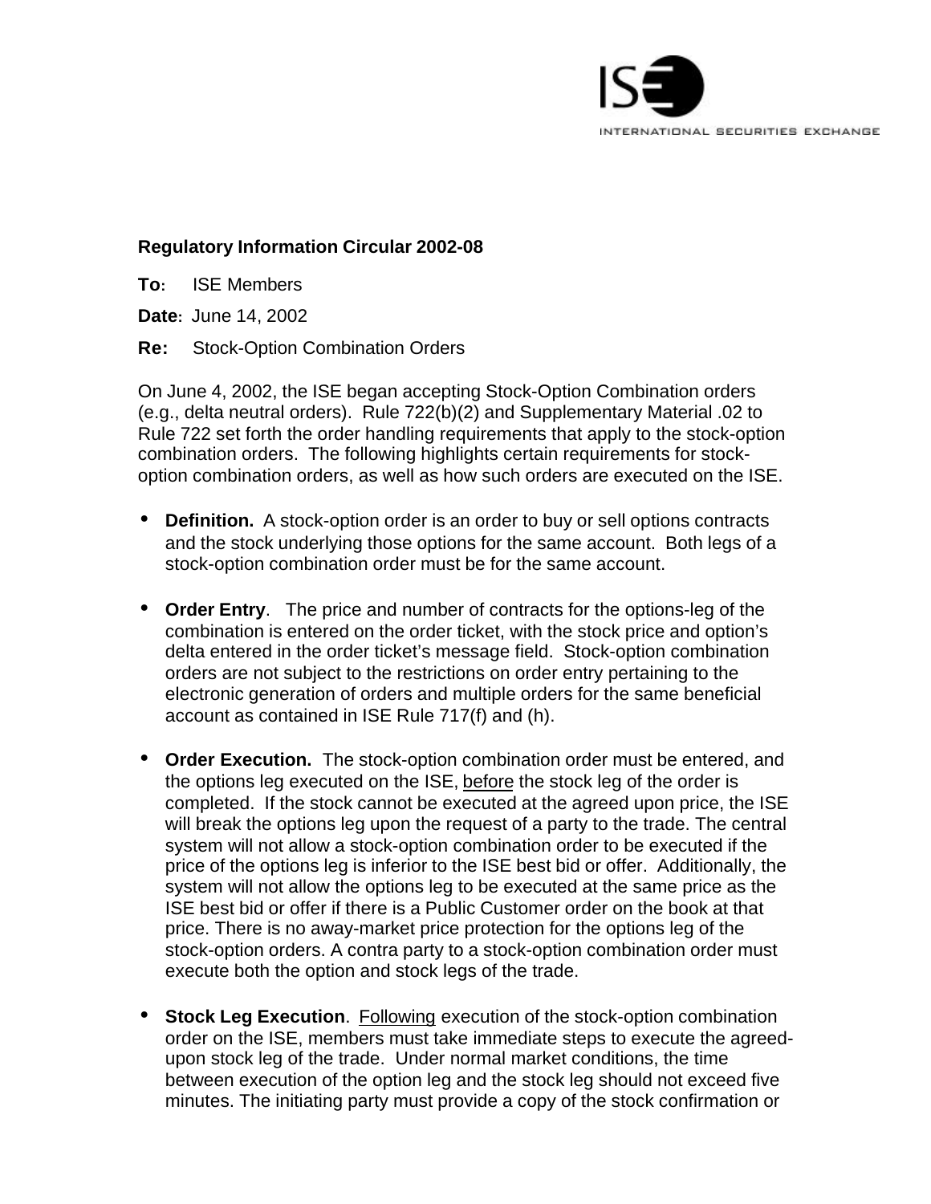ISE INTERNATIONAL SECURITIES EXCHANGE

**Regulatory Information Circular 2002-08**

**To:** ISE Members

**Date:** June 14, 2002

**Re:** Stock-Option Combination Orders

On June 4, 2002, the ISE began accepting Stock-Option Combination orders (e.g., delta neutral orders). Rule 722(b)(2) and Supplementary Material .02 to Rule 722 set forth the order handling requirements that apply to the stock-option combination orders. The following highlights certain requirements for stock-option combination orders, as well as how such orders are executed on the ISE.

- **Definition.** A stock-option order is an order to buy or sell options contracts and the stock underlying those options for the same account. Both legs of a stock-option combination order must be for the same account.

- **Order Entry**. The price and number of contracts for the options-leg of the combination is entered on the order ticket, with the stock price and option's delta entered in the order ticket's message field. Stock-option combination orders are not subject to the restrictions on order entry pertaining to the electronic generation of orders and multiple orders for the same beneficial account as contained in ISE Rule 717(f) and (h).

- **Order Execution.** The stock-option combination order must be entered, and the options leg executed on the ISE, before the stock leg of the order is completed. If the stock cannot be executed at the agreed upon price, the ISE will break the options leg upon the request of a party to the trade. The central system will not allow a stock-option combination order to be executed if the price of the options leg is inferior to the ISE best bid or offer. Additionally, the system will not allow the options leg to be executed at the same price as the ISE best bid or offer if there is a Public Customer order on the book at that price. There is no away-market price protection for the options leg of the stock-option orders. A contra party to a stock-option combination order must execute both the option and stock legs of the trade.

- **Stock Leg Execution**. Following execution of the stock-option combination order on the ISE, members must take immediate steps to execute the agreed-upon stock leg of the trade. Under normal market conditions, the time between execution of the option leg and the stock leg should not exceed five minutes. The initiating party must provide a copy of the stock confirmation or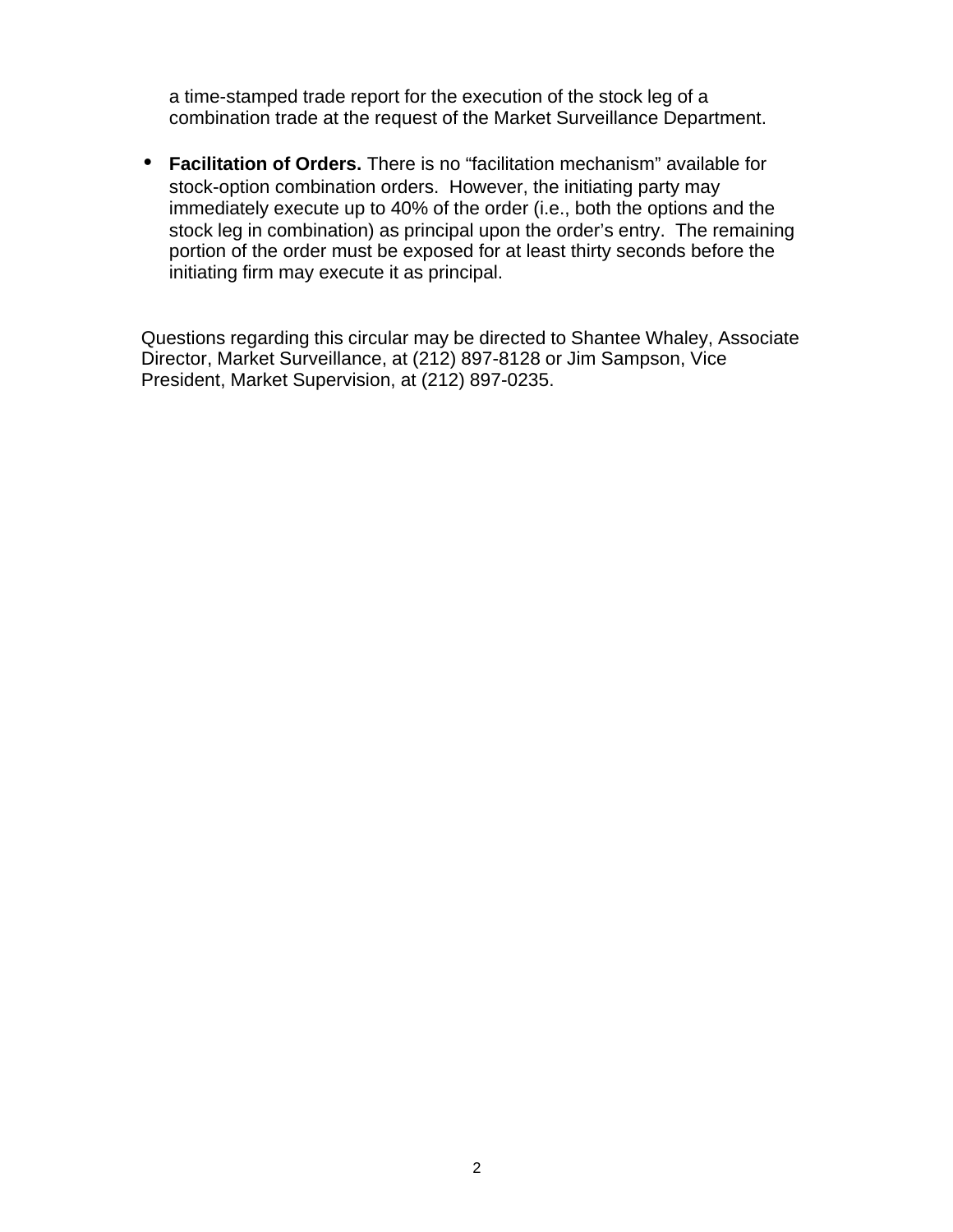a time-stamped trade report for the execution of the stock leg of a combination trade at the request of the Market Surveillance Department.

- **Facilitation of Orders.** There is no “facilitation mechanism” available for stock-option combination orders. However, the initiating party may immediately execute up to 40% of the order (i.e., both the options and the stock leg in combination) as principal upon the order’s entry. The remaining portion of the order must be exposed for at least thirty seconds before the initiating firm may execute it as principal.

Questions regarding this circular may be directed to Shantee Whaley, Associate Director, Market Surveillance, at (212) 897-8128 or Jim Sampson, Vice President, Market Supervision, at (212) 897-0235.